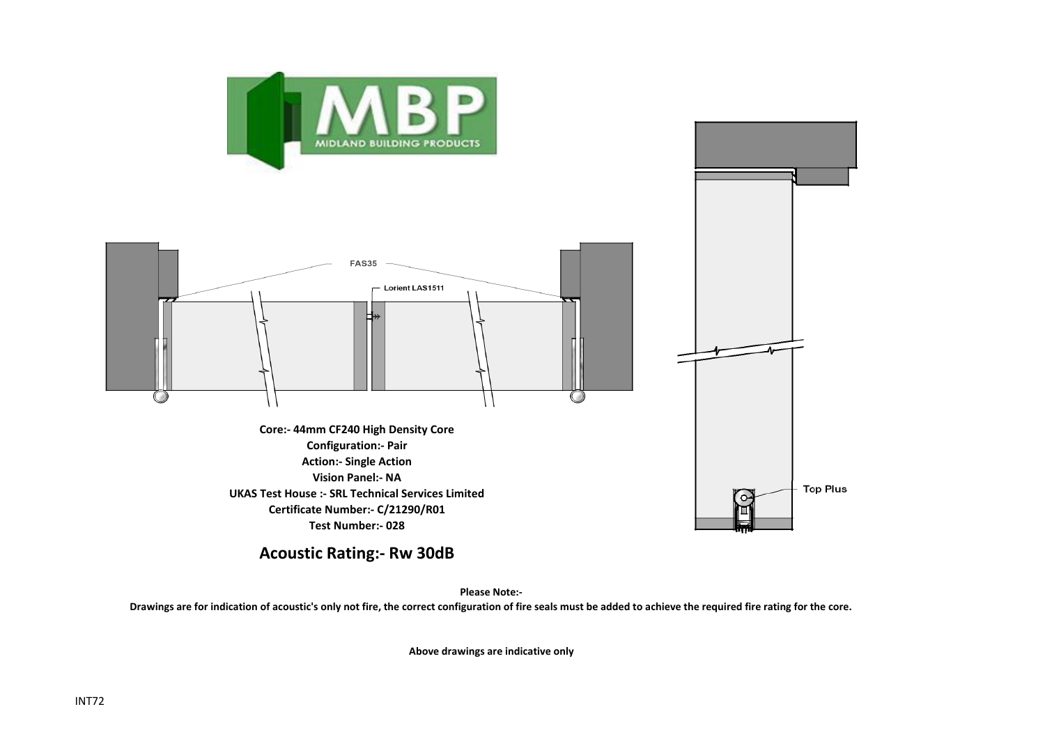FAS35

Lorient LAS1511

Top Plus

**Core:- 44mm CF240 High Density Core**
**Configuration:- Pair**
**Action:- Single Action**
**Vision Panel:- NA**
**UKAS Test House :- SRL Technical Services Limited**
**Certificate Number:- C/21290/R01**
**Test Number:- 028**

## Acoustic Rating:- Rw 30dB

**Please Note:-**
**Drawings are for indication of acoustic's only not fire, the correct configuration of fire seals must be added to achieve the required fire rating for the core.**

**Above drawings are indicative only**

INT72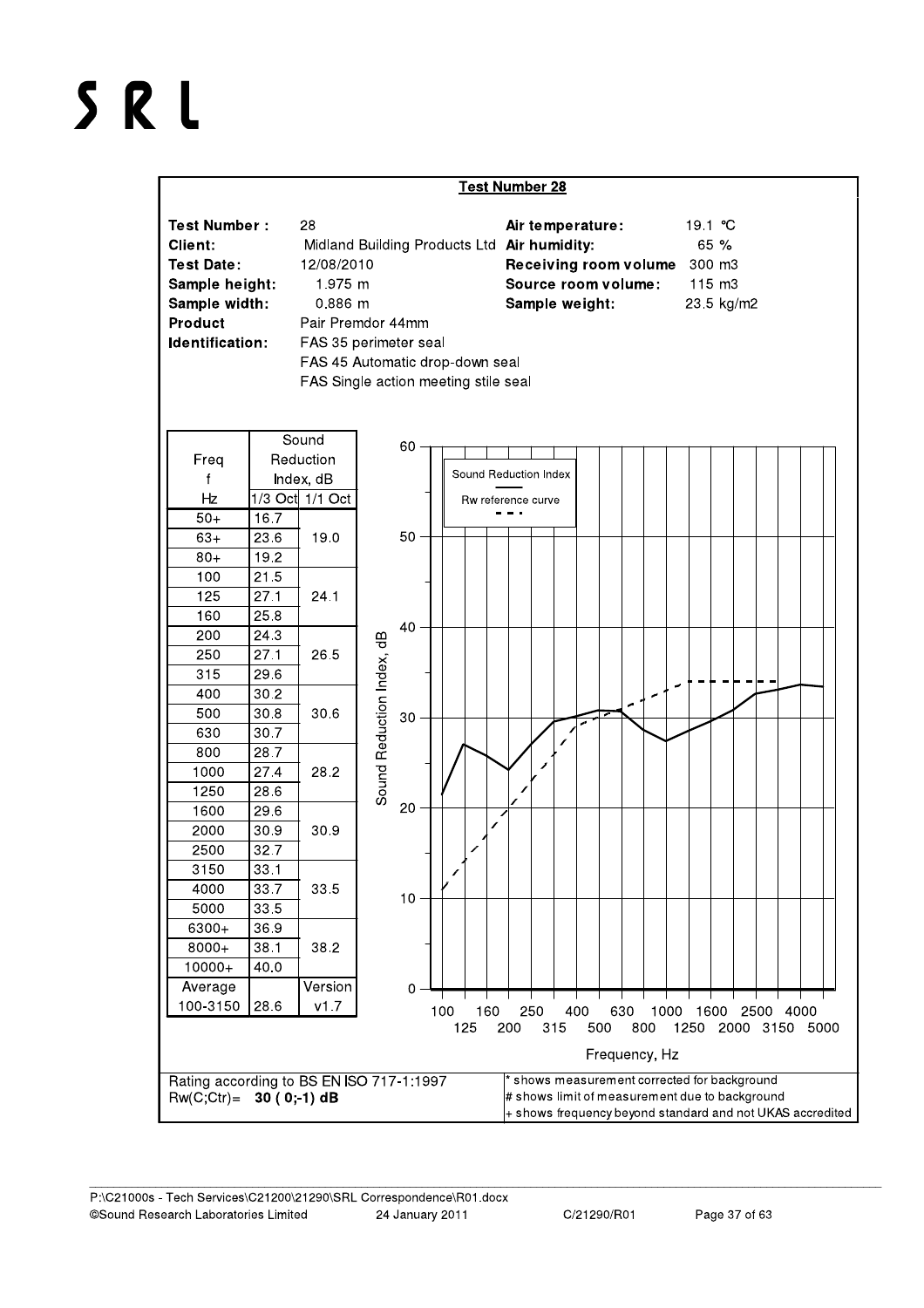# S R L

## Test Number 28

| | | | |
|---|---|---|---|
| **Test Number :** | 28 | **Air temperature:** | 19.1 °C |
| **Client:** | Midland Building Products Ltd | **Air humidity:** | 65 % |
| **Test Date:** | 12/08/2010 | **Receiving room volume** | 300 m3 |
| **Sample height:** | 1.975 m | **Source room volume:** | 115 m3 |
| **Sample width:** | 0.886 m | **Sample weight:** | 23.5 kg/m2 |
| **Product Identification:** | Pair Premdor 44mm<br>FAS 35 perimeter seal<br>FAS 45 Automatic drop-down seal<br>FAS Single action meeting stile seal | | |

| Freq f Hz | Sound Reduction Index, dB 1/3 Oct | 1/1 Oct |
|---|---|---|
| 50+ | 16.7 | |
| 63+ | 23.6 | 19.0 |
| 80+ | 19.2 | |
| 100 | 21.5 | |
| 125 | 27.1 | 24.1 |
| 160 | 25.8 | |
| 200 | 24.3 | |
| 250 | 27.1 | 26.5 |
| 315 | 29.6 | |
| 400 | 30.2 | |
| 500 | 30.8 | 30.6 |
| 630 | 30.7 | |
| 800 | 28.7 | |
| 1000 | 27.4 | 28.2 |
| 1250 | 28.6 | |
| 1600 | 29.6 | |
| 2000 | 30.9 | 30.9 |
| 2500 | 32.7 | |
| 3150 | 33.1 | |
| 4000 | 33.7 | 33.5 |
| 5000 | 33.5 | |
| 6300+ | 36.9 | |
| 8000+ | 38.1 | 38.2 |
| 10000+ | 40.0 | |
| Average 100-3150 | 28.6 | Version v1.7 |

Sound Reduction Index
Rw reference curve

Sound Reduction Index, dB
0
10
20
30
40
50
60

100 125 160 200 250 315 400 500 630 800 1000 1250 1600 2000 2500 3150 4000 5000

Frequency, Hz

Rating according to BS EN ISO 717-1:1997
Rw(C;Ctr)= **30 ( 0;-1) dB**

\* shows measurement corrected for background
\# shows limit of measurement due to background
\+ shows frequency beyond standard and not UKAS accredited

P:\C21000s - Tech Services\C21200\21290\SRL Correspondence\R01.docx
©Sound Research Laboratories Limited 24 January 2011 C/21290/R01